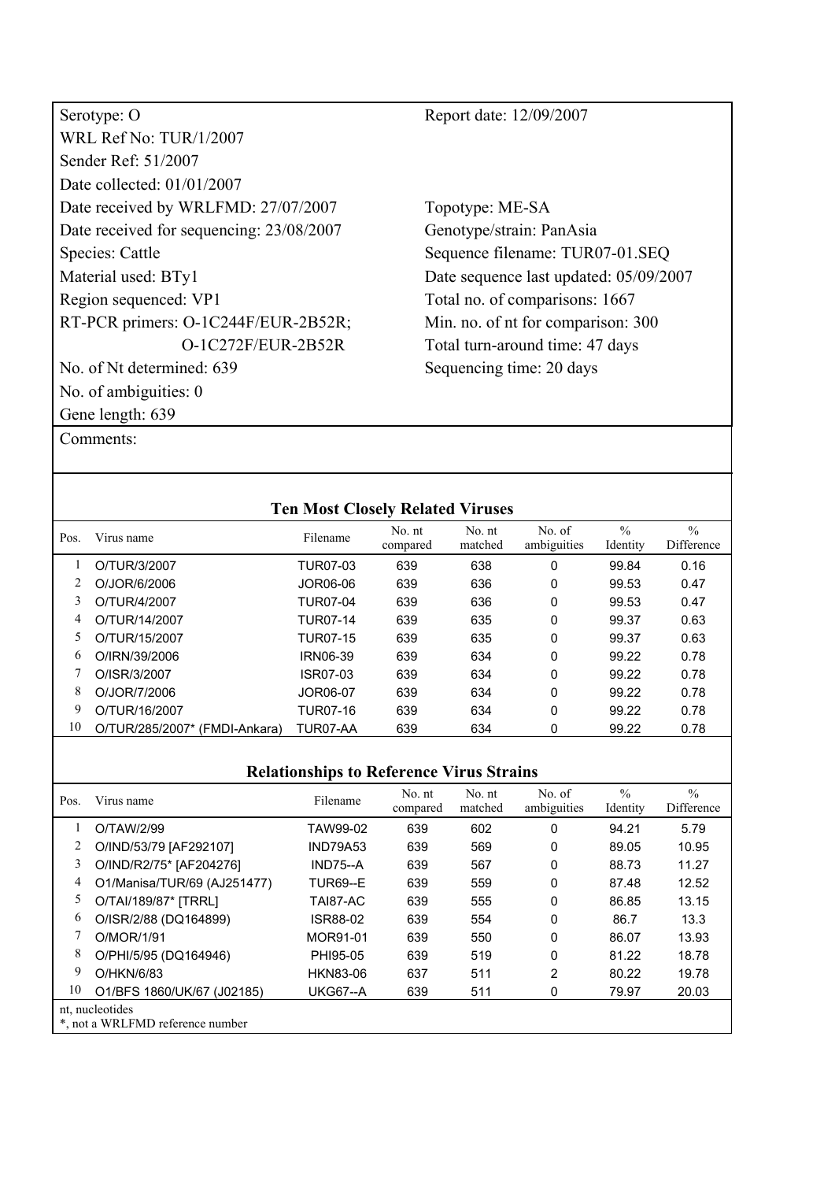Serotype: O
WRL Ref No: TUR/1/2007
Sender Ref: 51/2007
Date collected: 01/01/2007
Date received by WRLFMD: 27/07/2007
Date received for sequencing: 23/08/2007
Species: Cattle
Material used: BTy1
Region sequenced: VP1
RT-PCR primers: O-1C244F/EUR-2B52R; O-1C272F/EUR-2B52R
No. of Nt determined: 639
No. of ambiguities: 0
Gene length: 639

Report date: 12/09/2007

Topotype: ME-SA
Genotype/strain: PanAsia
Sequence filename: TUR07-01.SEQ
Date sequence last updated: 05/09/2007
Total no. of comparisons: 1667
Min. no. of nt for comparison: 300
Total turn-around time: 47 days
Sequencing time: 20 days

Comments:

## Ten Most Closely Related Viruses

| Pos. | Virus name | Filename | No. nt compared | No. nt matched | No. of ambiguities | % Identity | % Difference |
|---|---|---|---|---|---|---|---|
| 1 | O/TUR/3/2007 | TUR07-03 | 639 | 638 | 0 | 99.84 | 0.16 |
| 2 | O/JOR/6/2006 | JOR06-06 | 639 | 636 | 0 | 99.53 | 0.47 |
| 3 | O/TUR/4/2007 | TUR07-04 | 639 | 636 | 0 | 99.53 | 0.47 |
| 4 | O/TUR/14/2007 | TUR07-14 | 639 | 635 | 0 | 99.37 | 0.63 |
| 5 | O/TUR/15/2007 | TUR07-15 | 639 | 635 | 0 | 99.37 | 0.63 |
| 6 | O/IRN/39/2006 | IRN06-39 | 639 | 634 | 0 | 99.22 | 0.78 |
| 7 | O/ISR/3/2007 | ISR07-03 | 639 | 634 | 0 | 99.22 | 0.78 |
| 8 | O/JOR/7/2006 | JOR06-07 | 639 | 634 | 0 | 99.22 | 0.78 |
| 9 | O/TUR/16/2007 | TUR07-16 | 639 | 634 | 0 | 99.22 | 0.78 |
| 10 | O/TUR/285/2007* (FMDI-Ankara) | TUR07-AA | 639 | 634 | 0 | 99.22 | 0.78 |

## Relationships to Reference Virus Strains

| Pos. | Virus name | Filename | No. nt compared | No. nt matched | No. of ambiguities | % Identity | % Difference |
|---|---|---|---|---|---|---|---|
| 1 | O/TAW/2/99 | TAW99-02 | 639 | 602 | 0 | 94.21 | 5.79 |
| 2 | O/IND/53/79 [AF292107] | IND79A53 | 639 | 569 | 0 | 89.05 | 10.95 |
| 3 | O/IND/R2/75* [AF204276] | IND75--A | 639 | 567 | 0 | 88.73 | 11.27 |
| 4 | O1/Manisa/TUR/69 (AJ251477) | TUR69--E | 639 | 559 | 0 | 87.48 | 12.52 |
| 5 | O/TAI/189/87* [TRRL] | TAI87-AC | 639 | 555 | 0 | 86.85 | 13.15 |
| 6 | O/ISR/2/88 (DQ164899) | ISR88-02 | 639 | 554 | 0 | 86.7 | 13.3 |
| 7 | O/MOR/1/91 | MOR91-01 | 639 | 550 | 0 | 86.07 | 13.93 |
| 8 | O/PHI/5/95 (DQ164946) | PHI95-05 | 639 | 519 | 0 | 81.22 | 18.78 |
| 9 | O/HKN/6/83 | HKN83-06 | 637 | 511 | 2 | 80.22 | 19.78 |
| 10 | O1/BFS 1860/UK/67 (J02185) | UKG67--A | 639 | 511 | 0 | 79.97 | 20.03 |

nt, nucleotides
*, not a WRLFMD reference number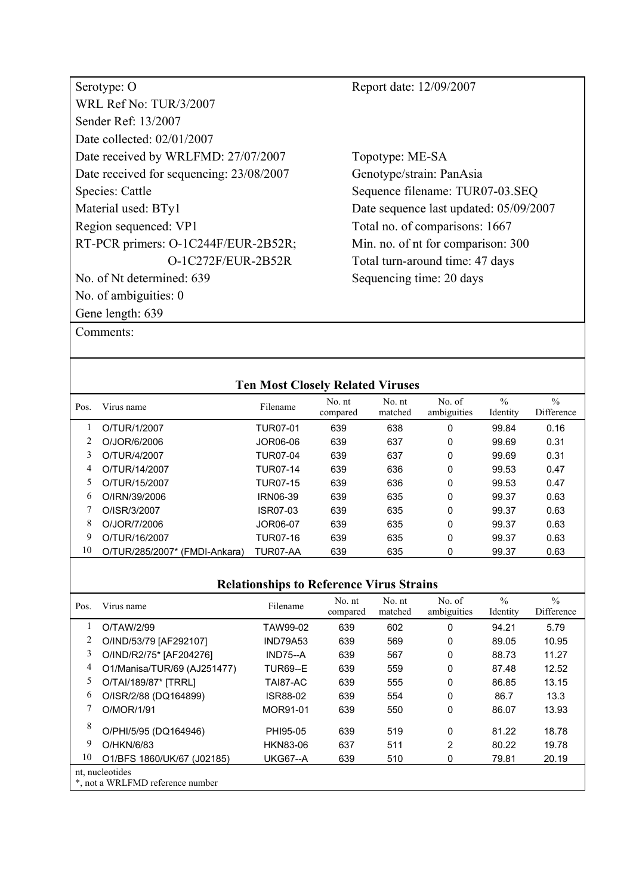| | |
|---|---|
| Serotype: O | Report date: 12/09/2007 |
| WRL Ref No: TUR/3/2007 | |
| Sender Ref: 13/2007 | |
| Date collected: 02/01/2007 | |
| Date received by WRLFMD: 27/07/2007 | Topotype: ME-SA |
| Date received for sequencing: 23/08/2007 | Genotype/strain: PanAsia |
| Species: Cattle | Sequence filename: TUR07-03.SEQ |
| Material used: BTy1 | Date sequence last updated: 05/09/2007 |
| Region sequenced: VP1 | Total no. of comparisons: 1667 |
| RT-PCR primers: O-1C244F/EUR-2B52R; O-1C272F/EUR-2B52R | Min. no. of nt for comparison: 300 |
| | Total turn-around time: 47 days |
| No. of Nt determined: 639 | Sequencing time: 20 days |
| No. of ambiguities: 0 | |
| Gene length: 639 | |

Comments:

## Ten Most Closely Related Viruses

| Pos. | Virus name | Filename | No. nt compared | No. nt matched | No. of ambiguities | % Identity | % Difference |
|---|---|---|---|---|---|---|---|
| 1 | O/TUR/1/2007 | TUR07-01 | 639 | 638 | 0 | 99.84 | 0.16 |
| 2 | O/JOR/6/2006 | JOR06-06 | 639 | 637 | 0 | 99.69 | 0.31 |
| 3 | O/TUR/4/2007 | TUR07-04 | 639 | 637 | 0 | 99.69 | 0.31 |
| 4 | O/TUR/14/2007 | TUR07-14 | 639 | 636 | 0 | 99.53 | 0.47 |
| 5 | O/TUR/15/2007 | TUR07-15 | 639 | 636 | 0 | 99.53 | 0.47 |
| 6 | O/IRN/39/2006 | IRN06-39 | 639 | 635 | 0 | 99.37 | 0.63 |
| 7 | O/ISR/3/2007 | ISR07-03 | 639 | 635 | 0 | 99.37 | 0.63 |
| 8 | O/JOR/7/2006 | JOR06-07 | 639 | 635 | 0 | 99.37 | 0.63 |
| 9 | O/TUR/16/2007 | TUR07-16 | 639 | 635 | 0 | 99.37 | 0.63 |
| 10 | O/TUR/285/2007* (FMDI-Ankara) | TUR07-AA | 639 | 635 | 0 | 99.37 | 0.63 |

## Relationships to Reference Virus Strains

| Pos. | Virus name | Filename | No. nt compared | No. nt matched | No. of ambiguities | % Identity | % Difference |
|---|---|---|---|---|---|---|---|
| 1 | O/TAW/2/99 | TAW99-02 | 639 | 602 | 0 | 94.21 | 5.79 |
| 2 | O/IND/53/79 [AF292107] | IND79A53 | 639 | 569 | 0 | 89.05 | 10.95 |
| 3 | O/IND/R2/75* [AF204276] | IND75--A | 639 | 567 | 0 | 88.73 | 11.27 |
| 4 | O1/Manisa/TUR/69 (AJ251477) | TUR69--E | 639 | 559 | 0 | 87.48 | 12.52 |
| 5 | O/TAI/189/87* [TRRL] | TAI87-AC | 639 | 555 | 0 | 86.85 | 13.15 |
| 6 | O/ISR/2/88 (DQ164899) | ISR88-02 | 639 | 554 | 0 | 86.7 | 13.3 |
| 7 | O/MOR/1/91 | MOR91-01 | 639 | 550 | 0 | 86.07 | 13.93 |
| 8 | O/PHI/5/95 (DQ164946) | PHI95-05 | 639 | 519 | 0 | 81.22 | 18.78 |
| 9 | O/HKN/6/83 | HKN83-06 | 637 | 511 | 2 | 80.22 | 19.78 |
| 10 | O1/BFS 1860/UK/67 (J02185) | UKG67--A | 639 | 510 | 0 | 79.81 | 20.19 |

nt, nucleotides
*, not a WRLFMD reference number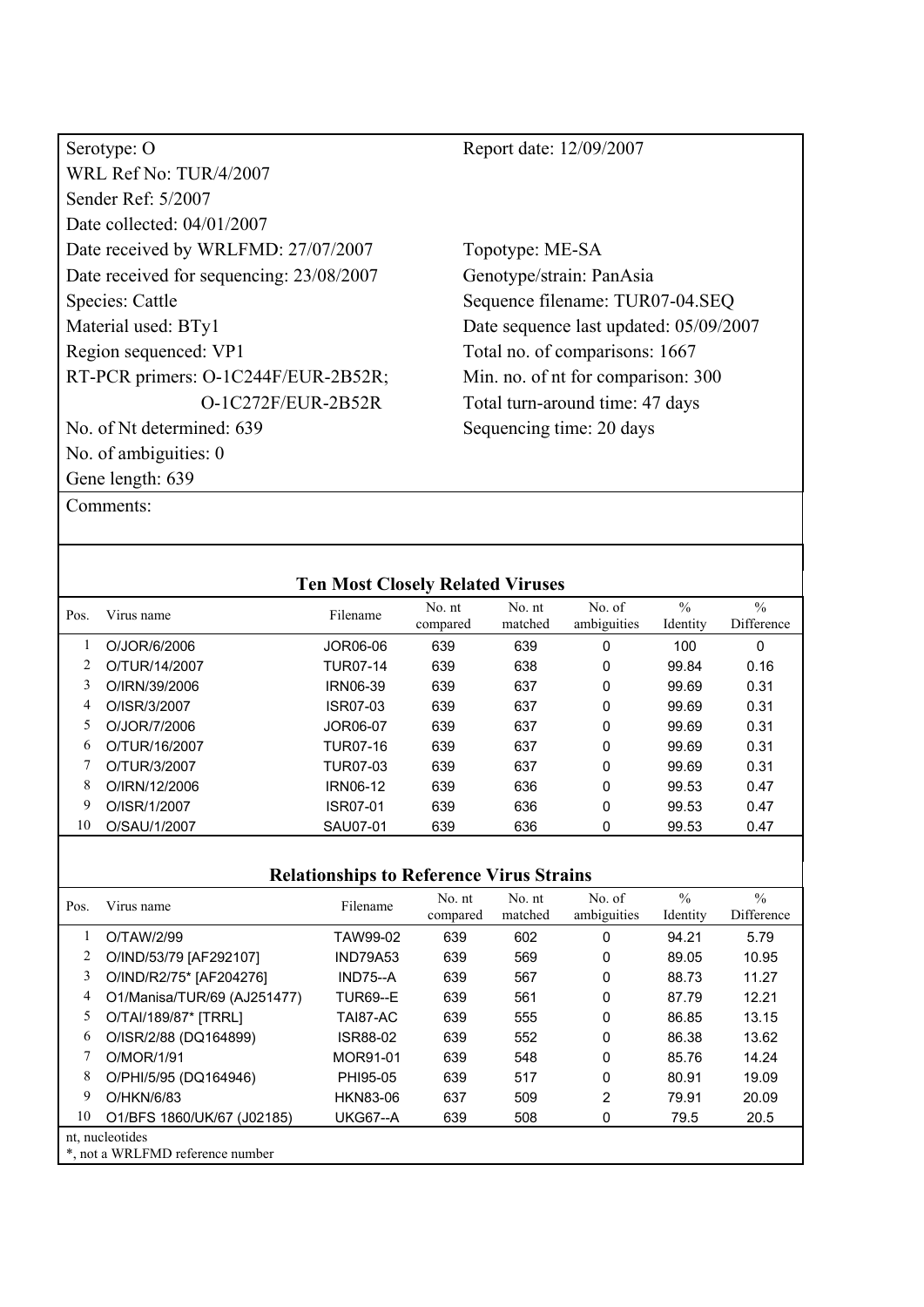Serotype: O
WRL Ref No: TUR/4/2007
Sender Ref: 5/2007
Date collected: 04/01/2007
Date received by WRLFMD: 27/07/2007
Date received for sequencing: 23/08/2007
Species: Cattle
Material used: BTy1
Region sequenced: VP1
RT-PCR primers: O-1C244F/EUR-2B52R; O-1C272F/EUR-2B52R
No. of Nt determined: 639
No. of ambiguities: 0
Gene length: 639

Report date: 12/09/2007

Topotype: ME-SA
Genotype/strain: PanAsia
Sequence filename: TUR07-04.SEQ
Date sequence last updated: 05/09/2007
Total no. of comparisons: 1667
Min. no. of nt for comparison: 300
Total turn-around time: 47 days
Sequencing time: 20 days

Comments:

### Ten Most Closely Related Viruses

| Pos. | Virus name | Filename | No. nt compared | No. nt matched | No. of ambiguities | % Identity | % Difference |
|---|---|---|---|---|---|---|---|
| 1 | O/JOR/6/2006 | JOR06-06 | 639 | 639 | 0 | 100 | 0 |
| 2 | O/TUR/14/2007 | TUR07-14 | 639 | 638 | 0 | 99.84 | 0.16 |
| 3 | O/IRN/39/2006 | IRN06-39 | 639 | 637 | 0 | 99.69 | 0.31 |
| 4 | O/ISR/3/2007 | ISR07-03 | 639 | 637 | 0 | 99.69 | 0.31 |
| 5 | O/JOR/7/2006 | JOR06-07 | 639 | 637 | 0 | 99.69 | 0.31 |
| 6 | O/TUR/16/2007 | TUR07-16 | 639 | 637 | 0 | 99.69 | 0.31 |
| 7 | O/TUR/3/2007 | TUR07-03 | 639 | 637 | 0 | 99.69 | 0.31 |
| 8 | O/IRN/12/2006 | IRN06-12 | 639 | 636 | 0 | 99.53 | 0.47 |
| 9 | O/ISR/1/2007 | ISR07-01 | 639 | 636 | 0 | 99.53 | 0.47 |
| 10 | O/SAU/1/2007 | SAU07-01 | 639 | 636 | 0 | 99.53 | 0.47 |

### Relationships to Reference Virus Strains

| Pos. | Virus name | Filename | No. nt compared | No. nt matched | No. of ambiguities | % Identity | % Difference |
|---|---|---|---|---|---|---|---|
| 1 | O/TAW/2/99 | TAW99-02 | 639 | 602 | 0 | 94.21 | 5.79 |
| 2 | O/IND/53/79 [AF292107] | IND79A53 | 639 | 569 | 0 | 89.05 | 10.95 |
| 3 | O/IND/R2/75* [AF204276] | IND75--A | 639 | 567 | 0 | 88.73 | 11.27 |
| 4 | O1/Manisa/TUR/69 (AJ251477) | TUR69--E | 639 | 561 | 0 | 87.79 | 12.21 |
| 5 | O/TAI/189/87* [TRRL] | TAI87-AC | 639 | 555 | 0 | 86.85 | 13.15 |
| 6 | O/ISR/2/88 (DQ164899) | ISR88-02 | 639 | 552 | 0 | 86.38 | 13.62 |
| 7 | O/MOR/1/91 | MOR91-01 | 639 | 548 | 0 | 85.76 | 14.24 |
| 8 | O/PHI/5/95 (DQ164946) | PHI95-05 | 639 | 517 | 0 | 80.91 | 19.09 |
| 9 | O/HKN/6/83 | HKN83-06 | 637 | 509 | 2 | 79.91 | 20.09 |
| 10 | O1/BFS 1860/UK/67 (J02185) | UKG67--A | 639 | 508 | 0 | 79.5 | 20.5 |

nt, nucleotides
*, not a WRLFMD reference number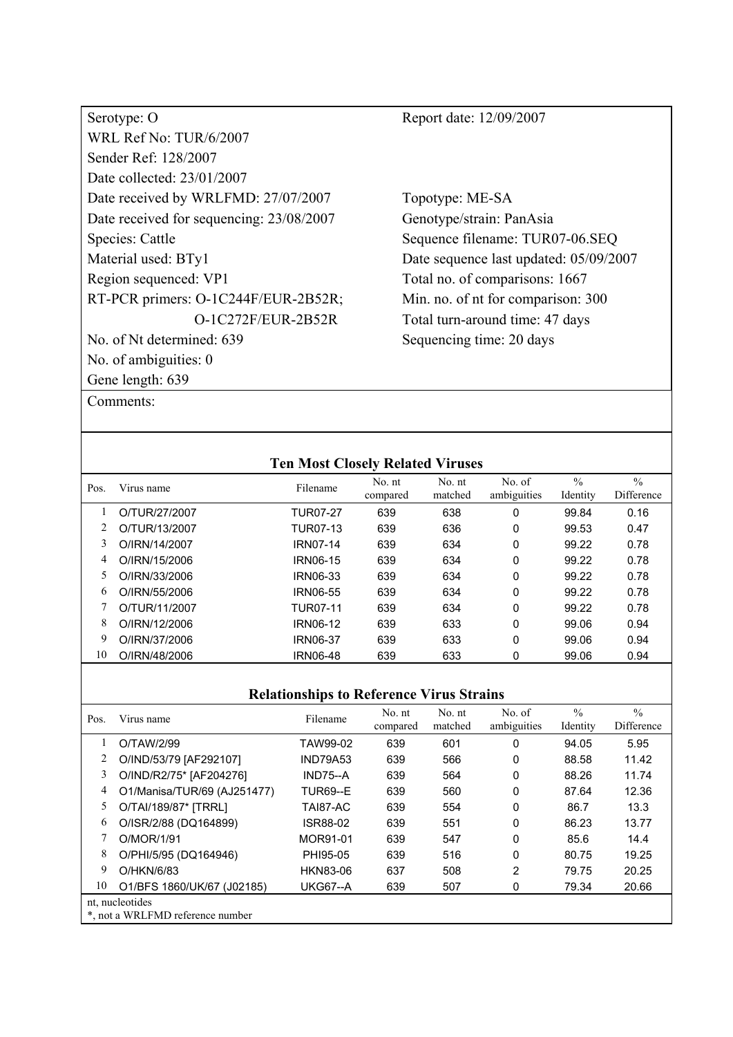Serotype: O
WRL Ref No: TUR/6/2007
Sender Ref: 128/2007
Date collected: 23/01/2007
Date received by WRLFMD: 27/07/2007
Date received for sequencing: 23/08/2007
Species: Cattle
Material used: BTy1
Region sequenced: VP1
RT-PCR primers: O-1C244F/EUR-2B52R; O-1C272F/EUR-2B52R
No. of Nt determined: 639
No. of ambiguities: 0
Gene length: 639

Report date: 12/09/2007

Topotype: ME-SA
Genotype/strain: PanAsia
Sequence filename: TUR07-06.SEQ
Date sequence last updated: 05/09/2007
Total no. of comparisons: 1667
Min. no. of nt for comparison: 300
Total turn-around time: 47 days
Sequencing time: 20 days

Comments:

## Ten Most Closely Related Viruses

| Pos. | Virus name | Filename | No. nt compared | No. nt matched | No. of ambiguities | % Identity | % Difference |
|---|---|---|---|---|---|---|---|
| 1 | O/TUR/27/2007 | TUR07-27 | 639 | 638 | 0 | 99.84 | 0.16 |
| 2 | O/TUR/13/2007 | TUR07-13 | 639 | 636 | 0 | 99.53 | 0.47 |
| 3 | O/IRN/14/2007 | IRN07-14 | 639 | 634 | 0 | 99.22 | 0.78 |
| 4 | O/IRN/15/2006 | IRN06-15 | 639 | 634 | 0 | 99.22 | 0.78 |
| 5 | O/IRN/33/2006 | IRN06-33 | 639 | 634 | 0 | 99.22 | 0.78 |
| 6 | O/IRN/55/2006 | IRN06-55 | 639 | 634 | 0 | 99.22 | 0.78 |
| 7 | O/TUR/11/2007 | TUR07-11 | 639 | 634 | 0 | 99.22 | 0.78 |
| 8 | O/IRN/12/2006 | IRN06-12 | 639 | 633 | 0 | 99.06 | 0.94 |
| 9 | O/IRN/37/2006 | IRN06-37 | 639 | 633 | 0 | 99.06 | 0.94 |
| 10 | O/IRN/48/2006 | IRN06-48 | 639 | 633 | 0 | 99.06 | 0.94 |

## Relationships to Reference Virus Strains

| Pos. | Virus name | Filename | No. nt compared | No. nt matched | No. of ambiguities | % Identity | % Difference |
|---|---|---|---|---|---|---|---|
| 1 | O/TAW/2/99 | TAW99-02 | 639 | 601 | 0 | 94.05 | 5.95 |
| 2 | O/IND/53/79 [AF292107] | IND79A53 | 639 | 566 | 0 | 88.58 | 11.42 |
| 3 | O/IND/R2/75* [AF204276] | IND75--A | 639 | 564 | 0 | 88.26 | 11.74 |
| 4 | O1/Manisa/TUR/69 (AJ251477) | TUR69--E | 639 | 560 | 0 | 87.64 | 12.36 |
| 5 | O/TAI/189/87* [TRRL] | TAI87-AC | 639 | 554 | 0 | 86.7 | 13.3 |
| 6 | O/ISR/2/88 (DQ164899) | ISR88-02 | 639 | 551 | 0 | 86.23 | 13.77 |
| 7 | O/MOR/1/91 | MOR91-01 | 639 | 547 | 0 | 85.6 | 14.4 |
| 8 | O/PHI/5/95 (DQ164946) | PHI95-05 | 639 | 516 | 0 | 80.75 | 19.25 |
| 9 | O/HKN/6/83 | HKN83-06 | 637 | 508 | 2 | 79.75 | 20.25 |
| 10 | O1/BFS 1860/UK/67 (J02185) | UKG67--A | 639 | 507 | 0 | 79.34 | 20.66 |

nt, nucleotides
*, not a WRLFMD reference number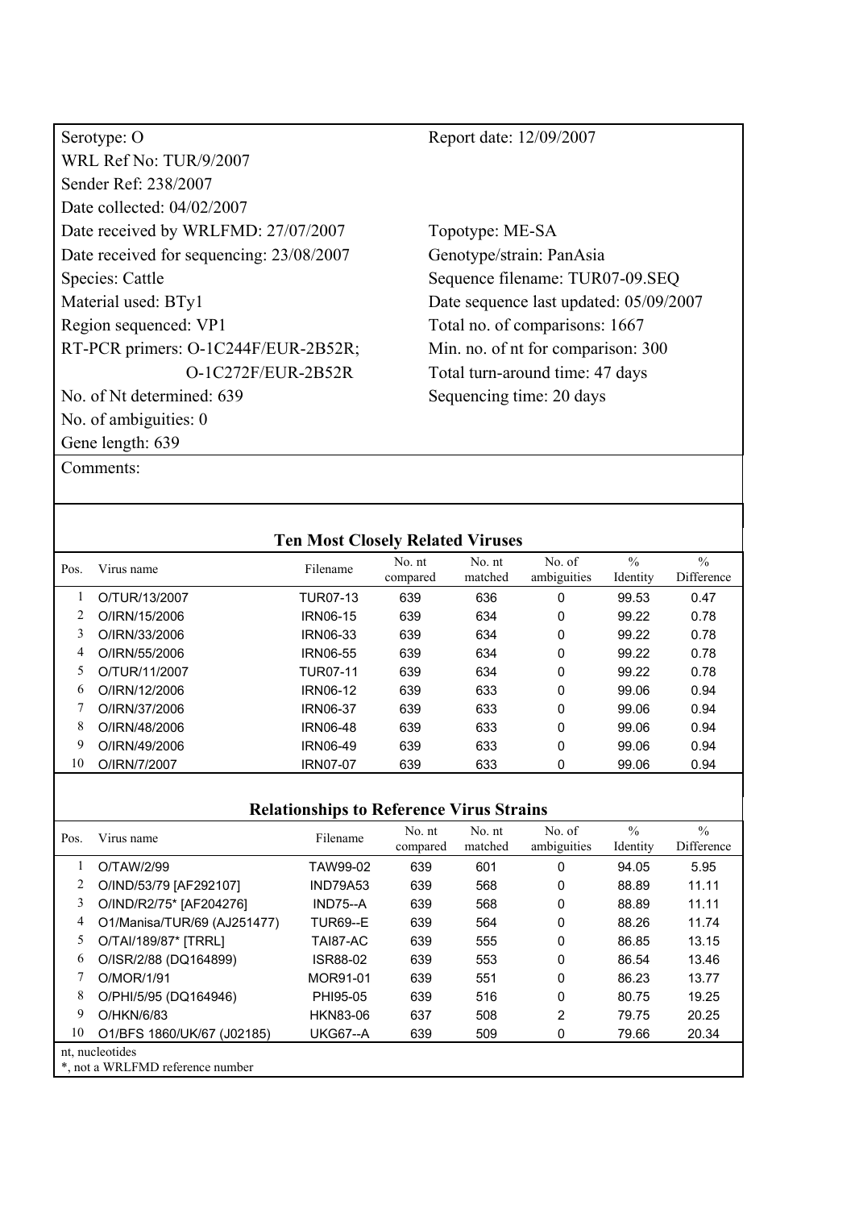Serotype: O

WRL Ref No: TUR/9/2007

Sender Ref: 238/2007

Date collected: 04/02/2007

Date received by WRLFMD: 27/07/2007

Date received for sequencing: 23/08/2007

Species: Cattle

Material used: BTy1

Region sequenced: VP1

RT-PCR primers: O-1C244F/EUR-2B52R; O-1C272F/EUR-2B52R

No. of Nt determined: 639

No. of ambiguities: 0

Gene length: 639

Report date: 12/09/2007

Topotype: ME-SA

Genotype/strain: PanAsia

Sequence filename: TUR07-09.SEQ

Date sequence last updated: 05/09/2007

Total no. of comparisons: 1667

Min. no. of nt for comparison: 300

Total turn-around time: 47 days

Sequencing time: 20 days

Comments:

## Ten Most Closely Related Viruses

| Pos. | Virus name | Filename | No. nt compared | No. nt matched | No. of ambiguities | % Identity | % Difference |
|---|---|---|---|---|---|---|---|
| 1 | O/TUR/13/2007 | TUR07-13 | 639 | 636 | 0 | 99.53 | 0.47 |
| 2 | O/IRN/15/2006 | IRN06-15 | 639 | 634 | 0 | 99.22 | 0.78 |
| 3 | O/IRN/33/2006 | IRN06-33 | 639 | 634 | 0 | 99.22 | 0.78 |
| 4 | O/IRN/55/2006 | IRN06-55 | 639 | 634 | 0 | 99.22 | 0.78 |
| 5 | O/TUR/11/2007 | TUR07-11 | 639 | 634 | 0 | 99.22 | 0.78 |
| 6 | O/IRN/12/2006 | IRN06-12 | 639 | 633 | 0 | 99.06 | 0.94 |
| 7 | O/IRN/37/2006 | IRN06-37 | 639 | 633 | 0 | 99.06 | 0.94 |
| 8 | O/IRN/48/2006 | IRN06-48 | 639 | 633 | 0 | 99.06 | 0.94 |
| 9 | O/IRN/49/2006 | IRN06-49 | 639 | 633 | 0 | 99.06 | 0.94 |
| 10 | O/IRN/7/2007 | IRN07-07 | 639 | 633 | 0 | 99.06 | 0.94 |

## Relationships to Reference Virus Strains

| Pos. | Virus name | Filename | No. nt compared | No. nt matched | No. of ambiguities | % Identity | % Difference |
|---|---|---|---|---|---|---|---|
| 1 | O/TAW/2/99 | TAW99-02 | 639 | 601 | 0 | 94.05 | 5.95 |
| 2 | O/IND/53/79 [AF292107] | IND79A53 | 639 | 568 | 0 | 88.89 | 11.11 |
| 3 | O/IND/R2/75* [AF204276] | IND75--A | 639 | 568 | 0 | 88.89 | 11.11 |
| 4 | O1/Manisa/TUR/69 (AJ251477) | TUR69--E | 639 | 564 | 0 | 88.26 | 11.74 |
| 5 | O/TAI/189/87* [TRRL] | TAI87-AC | 639 | 555 | 0 | 86.85 | 13.15 |
| 6 | O/ISR/2/88 (DQ164899) | ISR88-02 | 639 | 553 | 0 | 86.54 | 13.46 |
| 7 | O/MOR/1/91 | MOR91-01 | 639 | 551 | 0 | 86.23 | 13.77 |
| 8 | O/PHI/5/95 (DQ164946) | PHI95-05 | 639 | 516 | 0 | 80.75 | 19.25 |
| 9 | O/HKN/6/83 | HKN83-06 | 637 | 508 | 2 | 79.75 | 20.25 |
| 10 | O1/BFS 1860/UK/67 (J02185) | UKG67--A | 639 | 509 | 0 | 79.66 | 20.34 |

nt, nucleotides

*, not a WRLFMD reference number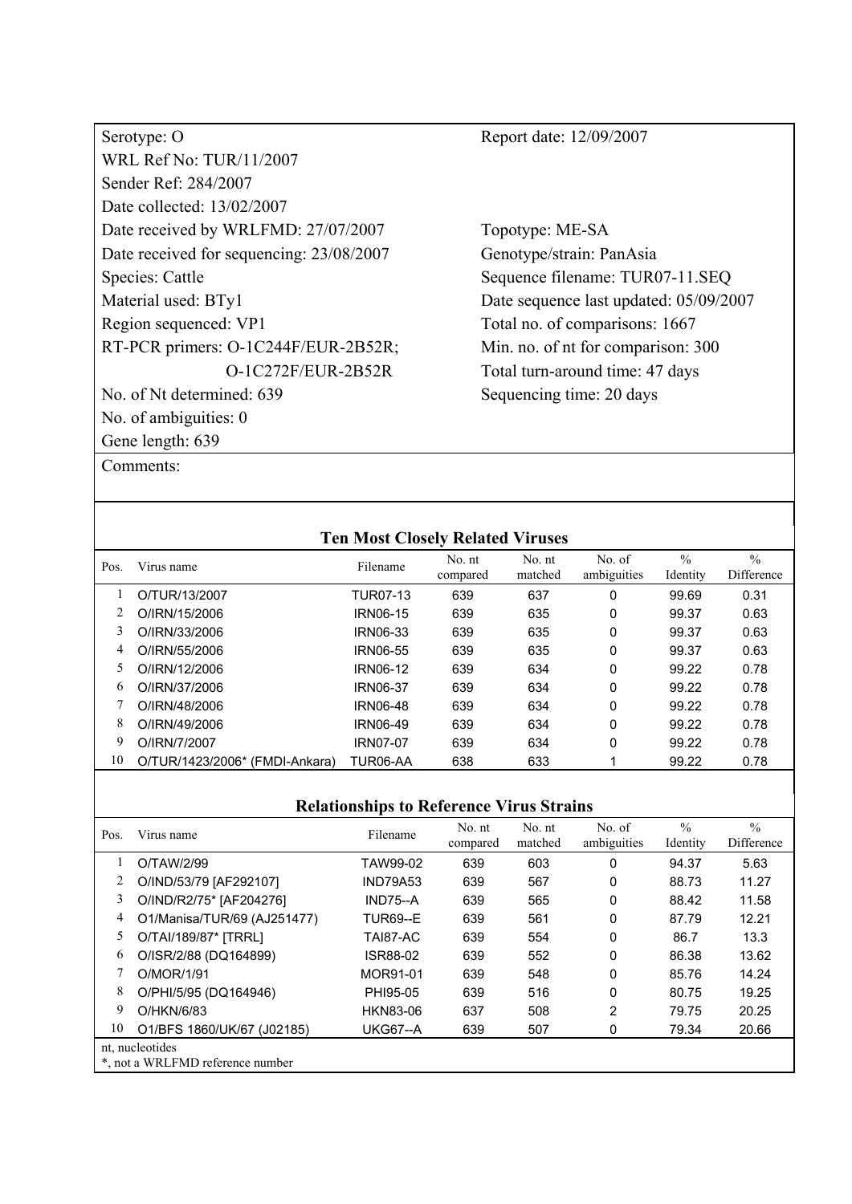| | |
|---|---|
| Serotype: O | Report date: 12/09/2007 |
| WRL Ref No: TUR/11/2007 | |
| Sender Ref: 284/2007 | |
| Date collected: 13/02/2007 | |
| Date received by WRLFMD: 27/07/2007 | Topotype: ME-SA |
| Date received for sequencing: 23/08/2007 | Genotype/strain: PanAsia |
| Species: Cattle | Sequence filename: TUR07-11.SEQ |
| Material used: BTy1 | Date sequence last updated: 05/09/2007 |
| Region sequenced: VP1 | Total no. of comparisons: 1667 |
| RT-PCR primers: O-1C244F/EUR-2B52R; O-1C272F/EUR-2B52R | Min. no. of nt for comparison: 300 |
| No. of Nt determined: 639 | Total turn-around time: 47 days |
| No. of ambiguities: 0 | Sequencing time: 20 days |
| Gene length: 639 | |

Comments:

## Ten Most Closely Related Viruses

| Pos. | Virus name | Filename | No. nt compared | No. nt matched | No. of ambiguities | % Identity | % Difference |
|---|---|---|---|---|---|---|---|
| 1 | O/TUR/13/2007 | TUR07-13 | 639 | 637 | 0 | 99.69 | 0.31 |
| 2 | O/IRN/15/2006 | IRN06-15 | 639 | 635 | 0 | 99.37 | 0.63 |
| 3 | O/IRN/33/2006 | IRN06-33 | 639 | 635 | 0 | 99.37 | 0.63 |
| 4 | O/IRN/55/2006 | IRN06-55 | 639 | 635 | 0 | 99.37 | 0.63 |
| 5 | O/IRN/12/2006 | IRN06-12 | 639 | 634 | 0 | 99.22 | 0.78 |
| 6 | O/IRN/37/2006 | IRN06-37 | 639 | 634 | 0 | 99.22 | 0.78 |
| 7 | O/IRN/48/2006 | IRN06-48 | 639 | 634 | 0 | 99.22 | 0.78 |
| 8 | O/IRN/49/2006 | IRN06-49 | 639 | 634 | 0 | 99.22 | 0.78 |
| 9 | O/IRN/7/2007 | IRN07-07 | 639 | 634 | 0 | 99.22 | 0.78 |
| 10 | O/TUR/1423/2006* (FMDI-Ankara) | TUR06-AA | 638 | 633 | 1 | 99.22 | 0.78 |

## Relationships to Reference Virus Strains

| Pos. | Virus name | Filename | No. nt compared | No. nt matched | No. of ambiguities | % Identity | % Difference |
|---|---|---|---|---|---|---|---|
| 1 | O/TAW/2/99 | TAW99-02 | 639 | 603 | 0 | 94.37 | 5.63 |
| 2 | O/IND/53/79 [AF292107] | IND79A53 | 639 | 567 | 0 | 88.73 | 11.27 |
| 3 | O/IND/R2/75* [AF204276] | IND75--A | 639 | 565 | 0 | 88.42 | 11.58 |
| 4 | O1/Manisa/TUR/69 (AJ251477) | TUR69--E | 639 | 561 | 0 | 87.79 | 12.21 |
| 5 | O/TAI/189/87* [TRRL] | TAI87-AC | 639 | 554 | 0 | 86.7 | 13.3 |
| 6 | O/ISR/2/88 (DQ164899) | ISR88-02 | 639 | 552 | 0 | 86.38 | 13.62 |
| 7 | O/MOR/1/91 | MOR91-01 | 639 | 548 | 0 | 85.76 | 14.24 |
| 8 | O/PHI/5/95 (DQ164946) | PHI95-05 | 639 | 516 | 0 | 80.75 | 19.25 |
| 9 | O/HKN/6/83 | HKN83-06 | 637 | 508 | 2 | 79.75 | 20.25 |
| 10 | O1/BFS 1860/UK/67 (J02185) | UKG67--A | 639 | 507 | 0 | 79.34 | 20.66 |

nt, nucleotides
*, not a WRLFMD reference number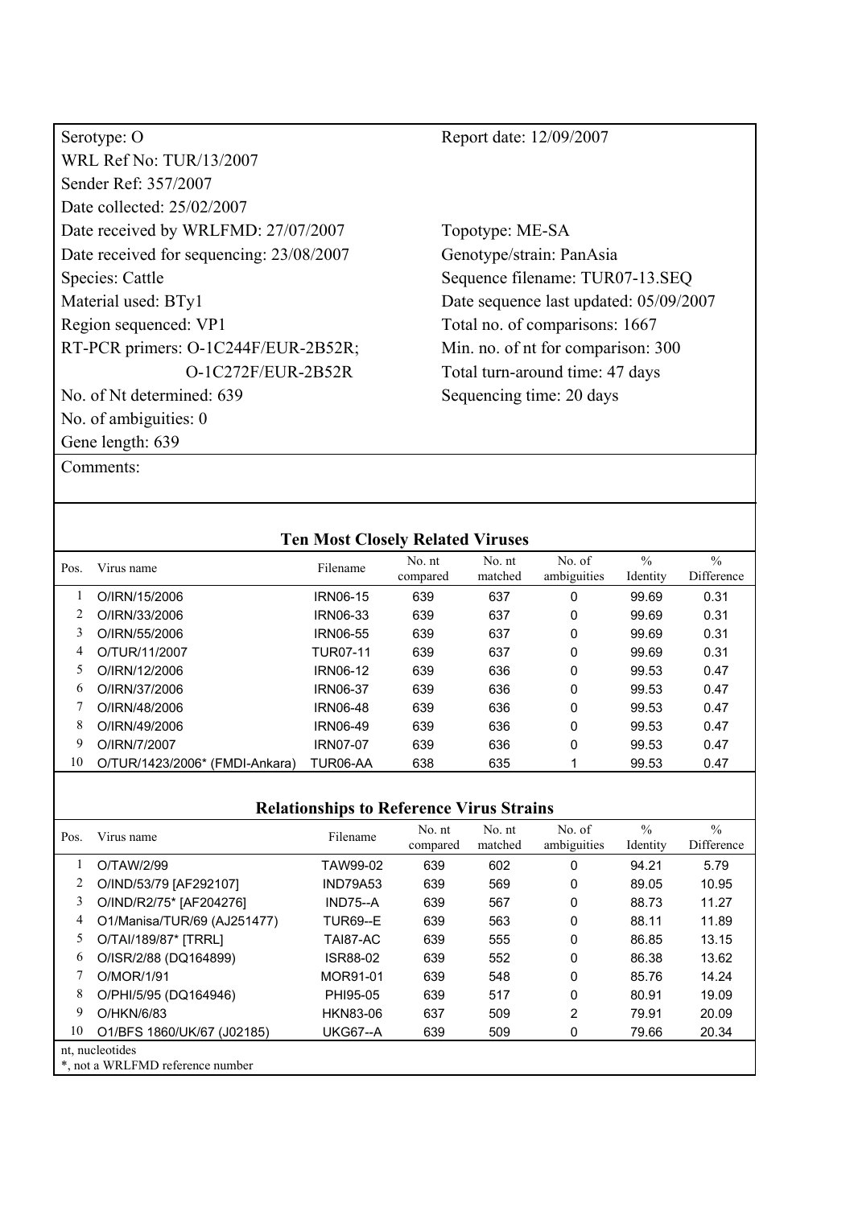Serotype: O

WRL Ref No: TUR/13/2007

Sender Ref: 357/2007

Date collected: 25/02/2007

Date received by WRLFMD: 27/07/2007

Date received for sequencing: 23/08/2007

Species: Cattle

Material used: BTy1

Region sequenced: VP1

RT-PCR primers: O-1C244F/EUR-2B52R; O-1C272F/EUR-2B52R

No. of Nt determined: 639

No. of ambiguities: 0

Gene length: 639

Report date: 12/09/2007

Topotype: ME-SA

Genotype/strain: PanAsia

Sequence filename: TUR07-13.SEQ

Date sequence last updated: 05/09/2007

Total no. of comparisons: 1667

Min. no. of nt for comparison: 300

Total turn-around time: 47 days

Sequencing time: 20 days

Comments:

### Ten Most Closely Related Viruses

| Pos. | Virus name | Filename | No. nt compared | No. nt matched | No. of ambiguities | % Identity | % Difference |
|---|---|---|---|---|---|---|---|
| 1 | O/IRN/15/2006 | IRN06-15 | 639 | 637 | 0 | 99.69 | 0.31 |
| 2 | O/IRN/33/2006 | IRN06-33 | 639 | 637 | 0 | 99.69 | 0.31 |
| 3 | O/IRN/55/2006 | IRN06-55 | 639 | 637 | 0 | 99.69 | 0.31 |
| 4 | O/TUR/11/2007 | TUR07-11 | 639 | 637 | 0 | 99.69 | 0.31 |
| 5 | O/IRN/12/2006 | IRN06-12 | 639 | 636 | 0 | 99.53 | 0.47 |
| 6 | O/IRN/37/2006 | IRN06-37 | 639 | 636 | 0 | 99.53 | 0.47 |
| 7 | O/IRN/48/2006 | IRN06-48 | 639 | 636 | 0 | 99.53 | 0.47 |
| 8 | O/IRN/49/2006 | IRN06-49 | 639 | 636 | 0 | 99.53 | 0.47 |
| 9 | O/IRN/7/2007 | IRN07-07 | 639 | 636 | 0 | 99.53 | 0.47 |
| 10 | O/TUR/1423/2006* (FMDI-Ankara) | TUR06-AA | 638 | 635 | 1 | 99.53 | 0.47 |

### Relationships to Reference Virus Strains

| Pos. | Virus name | Filename | No. nt compared | No. nt matched | No. of ambiguities | % Identity | % Difference |
|---|---|---|---|---|---|---|---|
| 1 | O/TAW/2/99 | TAW99-02 | 639 | 602 | 0 | 94.21 | 5.79 |
| 2 | O/IND/53/79 [AF292107] | IND79A53 | 639 | 569 | 0 | 89.05 | 10.95 |
| 3 | O/IND/R2/75* [AF204276] | IND75--A | 639 | 567 | 0 | 88.73 | 11.27 |
| 4 | O1/Manisa/TUR/69 (AJ251477) | TUR69--E | 639 | 563 | 0 | 88.11 | 11.89 |
| 5 | O/TAI/189/87* [TRRL] | TAI87-AC | 639 | 555 | 0 | 86.85 | 13.15 |
| 6 | O/ISR/2/88 (DQ164899) | ISR88-02 | 639 | 552 | 0 | 86.38 | 13.62 |
| 7 | O/MOR/1/91 | MOR91-01 | 639 | 548 | 0 | 85.76 | 14.24 |
| 8 | O/PHI/5/95 (DQ164946) | PHI95-05 | 639 | 517 | 0 | 80.91 | 19.09 |
| 9 | O/HKN/6/83 | HKN83-06 | 637 | 509 | 2 | 79.91 | 20.09 |
| 10 | O1/BFS 1860/UK/67 (J02185) | UKG67--A | 639 | 509 | 0 | 79.66 | 20.34 |

nt, nucleotides

*, not a WRLFMD reference number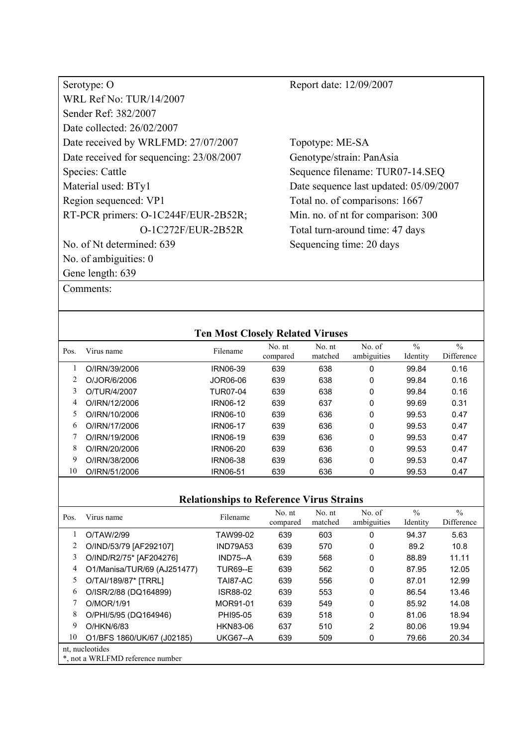Serotype: O

WRL Ref No: TUR/14/2007

Sender Ref: 382/2007

Date collected: 26/02/2007

Date received by WRLFMD: 27/07/2007

Date received for sequencing: 23/08/2007

Species: Cattle

Material used: BTy1

Region sequenced: VP1

RT-PCR primers: O-1C244F/EUR-2B52R; O-1C272F/EUR-2B52R

No. of Nt determined: 639

No. of ambiguities: 0

Gene length: 639

Report date: 12/09/2007

Topotype: ME-SA

Genotype/strain: PanAsia

Sequence filename: TUR07-14.SEQ

Date sequence last updated: 05/09/2007

Total no. of comparisons: 1667

Min. no. of nt for comparison: 300

Total turn-around time: 47 days

Sequencing time: 20 days

Comments:

## Ten Most Closely Related Viruses

| Pos. | Virus name | Filename | No. nt compared | No. nt matched | No. of ambiguities | % Identity | % Difference |
|---|---|---|---|---|---|---|---|
| 1 | O/IRN/39/2006 | IRN06-39 | 639 | 638 | 0 | 99.84 | 0.16 |
| 2 | O/JOR/6/2006 | JOR06-06 | 639 | 638 | 0 | 99.84 | 0.16 |
| 3 | O/TUR/4/2007 | TUR07-04 | 639 | 638 | 0 | 99.84 | 0.16 |
| 4 | O/IRN/12/2006 | IRN06-12 | 639 | 637 | 0 | 99.69 | 0.31 |
| 5 | O/IRN/10/2006 | IRN06-10 | 639 | 636 | 0 | 99.53 | 0.47 |
| 6 | O/IRN/17/2006 | IRN06-17 | 639 | 636 | 0 | 99.53 | 0.47 |
| 7 | O/IRN/19/2006 | IRN06-19 | 639 | 636 | 0 | 99.53 | 0.47 |
| 8 | O/IRN/20/2006 | IRN06-20 | 639 | 636 | 0 | 99.53 | 0.47 |
| 9 | O/IRN/38/2006 | IRN06-38 | 639 | 636 | 0 | 99.53 | 0.47 |
| 10 | O/IRN/51/2006 | IRN06-51 | 639 | 636 | 0 | 99.53 | 0.47 |

## Relationships to Reference Virus Strains

| Pos. | Virus name | Filename | No. nt compared | No. nt matched | No. of ambiguities | % Identity | % Difference |
|---|---|---|---|---|---|---|---|
| 1 | O/TAW/2/99 | TAW99-02 | 639 | 603 | 0 | 94.37 | 5.63 |
| 2 | O/IND/53/79 [AF292107] | IND79A53 | 639 | 570 | 0 | 89.2 | 10.8 |
| 3 | O/IND/R2/75* [AF204276] | IND75--A | 639 | 568 | 0 | 88.89 | 11.11 |
| 4 | O1/Manisa/TUR/69 (AJ251477) | TUR69--E | 639 | 562 | 0 | 87.95 | 12.05 |
| 5 | O/TAI/189/87* [TRRL] | TAI87-AC | 639 | 556 | 0 | 87.01 | 12.99 |
| 6 | O/ISR/2/88 (DQ164899) | ISR88-02 | 639 | 553 | 0 | 86.54 | 13.46 |
| 7 | O/MOR/1/91 | MOR91-01 | 639 | 549 | 0 | 85.92 | 14.08 |
| 8 | O/PHI/5/95 (DQ164946) | PHI95-05 | 639 | 518 | 0 | 81.06 | 18.94 |
| 9 | O/HKN/6/83 | HKN83-06 | 637 | 510 | 2 | 80.06 | 19.94 |
| 10 | O1/BFS 1860/UK/67 (J02185) | UKG67--A | 639 | 509 | 0 | 79.66 | 20.34 |

nt, nucleotides

*, not a WRLFMD reference number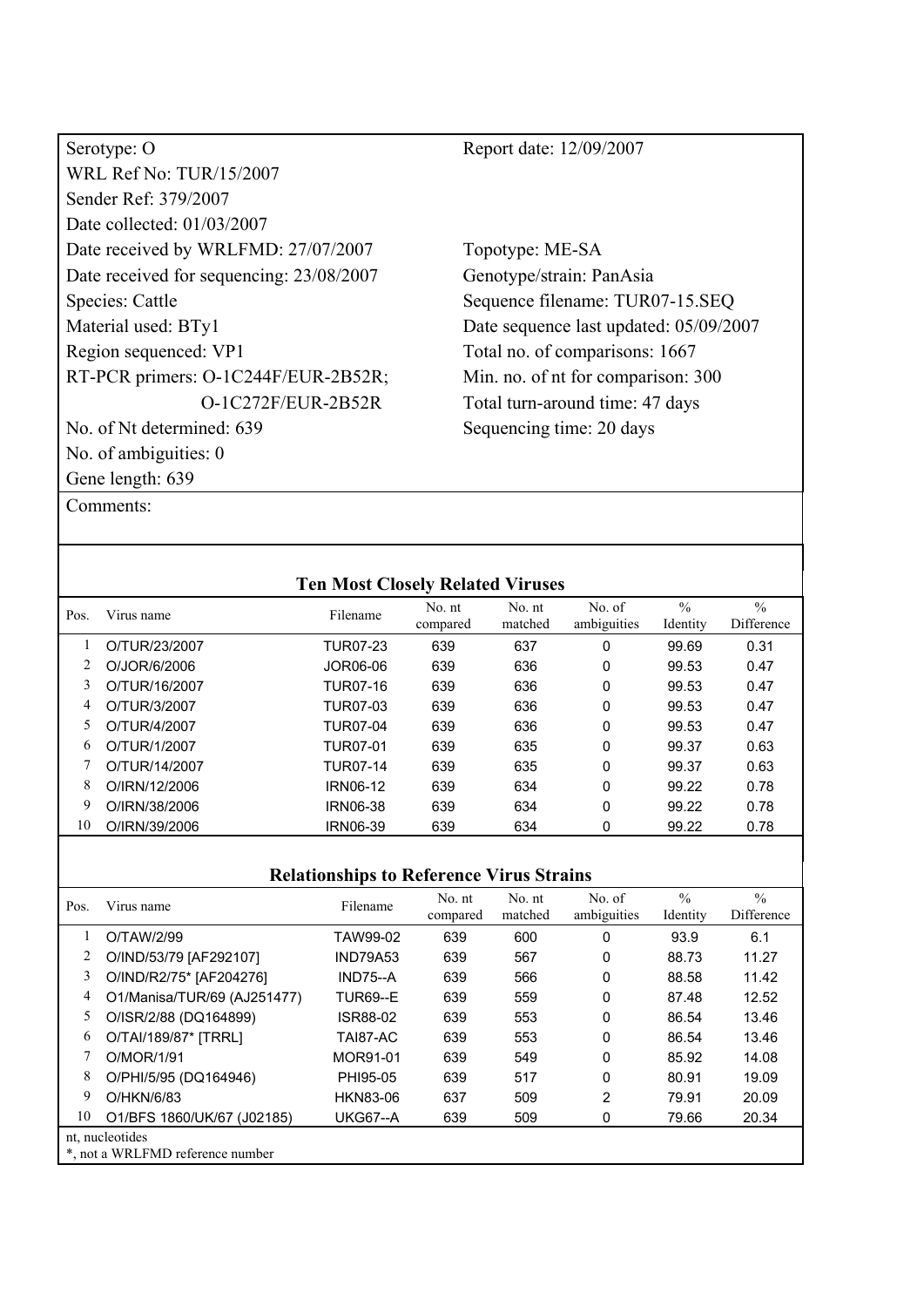Serotype: O

WRL Ref No: TUR/15/2007

Sender Ref: 379/2007

Date collected: 01/03/2007

Date received by WRLFMD: 27/07/2007

Date received for sequencing: 23/08/2007

Species: Cattle

Material used: BTy1

Region sequenced: VP1

RT-PCR primers: O-1C244F/EUR-2B52R; O-1C272F/EUR-2B52R

No. of Nt determined: 639

No. of ambiguities: 0

Gene length: 639

Report date: 12/09/2007

Topotype: ME-SA

Genotype/strain: PanAsia

Sequence filename: TUR07-15.SEQ

Date sequence last updated: 05/09/2007

Total no. of comparisons: 1667

Min. no. of nt for comparison: 300

Total turn-around time: 47 days

Sequencing time: 20 days

Comments:

### Ten Most Closely Related Viruses

| Pos. | Virus name | Filename | No. nt compared | No. nt matched | No. of ambiguities | % Identity | % Difference |
|---|---|---|---|---|---|---|---|
| 1 | O/TUR/23/2007 | TUR07-23 | 639 | 637 | 0 | 99.69 | 0.31 |
| 2 | O/JOR/6/2006 | JOR06-06 | 639 | 636 | 0 | 99.53 | 0.47 |
| 3 | O/TUR/16/2007 | TUR07-16 | 639 | 636 | 0 | 99.53 | 0.47 |
| 4 | O/TUR/3/2007 | TUR07-03 | 639 | 636 | 0 | 99.53 | 0.47 |
| 5 | O/TUR/4/2007 | TUR07-04 | 639 | 636 | 0 | 99.53 | 0.47 |
| 6 | O/TUR/1/2007 | TUR07-01 | 639 | 635 | 0 | 99.37 | 0.63 |
| 7 | O/TUR/14/2007 | TUR07-14 | 639 | 635 | 0 | 99.37 | 0.63 |
| 8 | O/IRN/12/2006 | IRN06-12 | 639 | 634 | 0 | 99.22 | 0.78 |
| 9 | O/IRN/38/2006 | IRN06-38 | 639 | 634 | 0 | 99.22 | 0.78 |
| 10 | O/IRN/39/2006 | IRN06-39 | 639 | 634 | 0 | 99.22 | 0.78 |

### Relationships to Reference Virus Strains

| Pos. | Virus name | Filename | No. nt compared | No. nt matched | No. of ambiguities | % Identity | % Difference |
|---|---|---|---|---|---|---|---|
| 1 | O/TAW/2/99 | TAW99-02 | 639 | 600 | 0 | 93.9 | 6.1 |
| 2 | O/IND/53/79 [AF292107] | IND79A53 | 639 | 567 | 0 | 88.73 | 11.27 |
| 3 | O/IND/R2/75* [AF204276] | IND75--A | 639 | 566 | 0 | 88.58 | 11.42 |
| 4 | O1/Manisa/TUR/69 (AJ251477) | TUR69--E | 639 | 559 | 0 | 87.48 | 12.52 |
| 5 | O/ISR/2/88 (DQ164899) | ISR88-02 | 639 | 553 | 0 | 86.54 | 13.46 |
| 6 | O/TAI/189/87* [TRRL] | TAI87-AC | 639 | 553 | 0 | 86.54 | 13.46 |
| 7 | O/MOR/1/91 | MOR91-01 | 639 | 549 | 0 | 85.92 | 14.08 |
| 8 | O/PHI/5/95 (DQ164946) | PHI95-05 | 639 | 517 | 0 | 80.91 | 19.09 |
| 9 | O/HKN/6/83 | HKN83-06 | 637 | 509 | 2 | 79.91 | 20.09 |
| 10 | O1/BFS 1860/UK/67 (J02185) | UKG67--A | 639 | 509 | 0 | 79.66 | 20.34 |

nt, nucleotides

*, not a WRLFMD reference number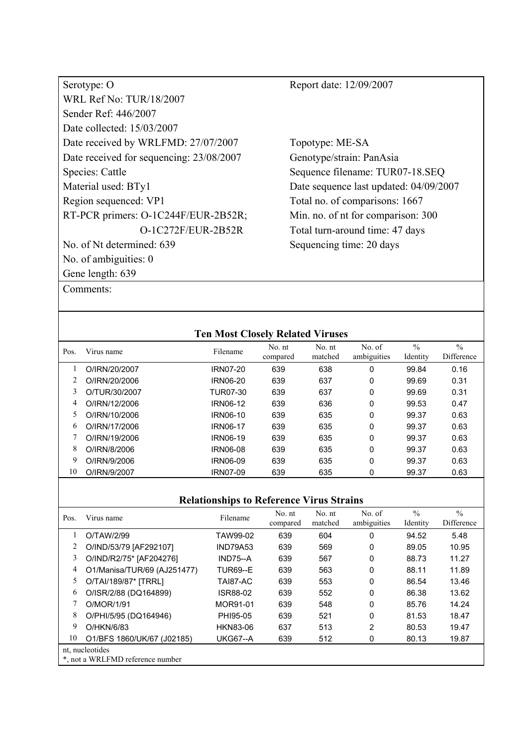| | |
|---|---|
| Serotype: O | Report date: 12/09/2007 |
| WRL Ref No: TUR/18/2007 | |
| Sender Ref: 446/2007 | |
| Date collected: 15/03/2007 | |
| Date received by WRLFMD: 27/07/2007 | Topotype: ME-SA |
| Date received for sequencing: 23/08/2007 | Genotype/strain: PanAsia |
| Species: Cattle | Sequence filename: TUR07-18.SEQ |
| Material used: BTy1 | Date sequence last updated: 04/09/2007 |
| Region sequenced: VP1 | Total no. of comparisons: 1667 |
| RT-PCR primers: O-1C244F/EUR-2B52R; O-1C272F/EUR-2B52R | Min. no. of nt for comparison: 300 |
| | Total turn-around time: 47 days |
| No. of Nt determined: 639 | Sequencing time: 20 days |
| No. of ambiguities: 0 | |
| Gene length: 639 | |

Comments:

## Ten Most Closely Related Viruses

| Pos. | Virus name | Filename | No. nt compared | No. nt matched | No. of ambiguities | % Identity | % Difference |
|---|---|---|---|---|---|---|---|
| 1 | O/IRN/20/2007 | IRN07-20 | 639 | 638 | 0 | 99.84 | 0.16 |
| 2 | O/IRN/20/2006 | IRN06-20 | 639 | 637 | 0 | 99.69 | 0.31 |
| 3 | O/TUR/30/2007 | TUR07-30 | 639 | 637 | 0 | 99.69 | 0.31 |
| 4 | O/IRN/12/2006 | IRN06-12 | 639 | 636 | 0 | 99.53 | 0.47 |
| 5 | O/IRN/10/2006 | IRN06-10 | 639 | 635 | 0 | 99.37 | 0.63 |
| 6 | O/IRN/17/2006 | IRN06-17 | 639 | 635 | 0 | 99.37 | 0.63 |
| 7 | O/IRN/19/2006 | IRN06-19 | 639 | 635 | 0 | 99.37 | 0.63 |
| 8 | O/IRN/8/2006 | IRN06-08 | 639 | 635 | 0 | 99.37 | 0.63 |
| 9 | O/IRN/9/2006 | IRN06-09 | 639 | 635 | 0 | 99.37 | 0.63 |
| 10 | O/IRN/9/2007 | IRN07-09 | 639 | 635 | 0 | 99.37 | 0.63 |

## Relationships to Reference Virus Strains

| Pos. | Virus name | Filename | No. nt compared | No. nt matched | No. of ambiguities | % Identity | % Difference |
|---|---|---|---|---|---|---|---|
| 1 | O/TAW/2/99 | TAW99-02 | 639 | 604 | 0 | 94.52 | 5.48 |
| 2 | O/IND/53/79 [AF292107] | IND79A53 | 639 | 569 | 0 | 89.05 | 10.95 |
| 3 | O/IND/R2/75* [AF204276] | IND75--A | 639 | 567 | 0 | 88.73 | 11.27 |
| 4 | O1/Manisa/TUR/69 (AJ251477) | TUR69--E | 639 | 563 | 0 | 88.11 | 11.89 |
| 5 | O/TAI/189/87* [TRRL] | TAI87-AC | 639 | 553 | 0 | 86.54 | 13.46 |
| 6 | O/ISR/2/88 (DQ164899) | ISR88-02 | 639 | 552 | 0 | 86.38 | 13.62 |
| 7 | O/MOR/1/91 | MOR91-01 | 639 | 548 | 0 | 85.76 | 14.24 |
| 8 | O/PHI/5/95 (DQ164946) | PHI95-05 | 639 | 521 | 0 | 81.53 | 18.47 |
| 9 | O/HKN/6/83 | HKN83-06 | 637 | 513 | 2 | 80.53 | 19.47 |
| 10 | O1/BFS 1860/UK/67 (J02185) | UKG67--A | 639 | 512 | 0 | 80.13 | 19.87 |

nt, nucleotides
*, not a WRLFMD reference number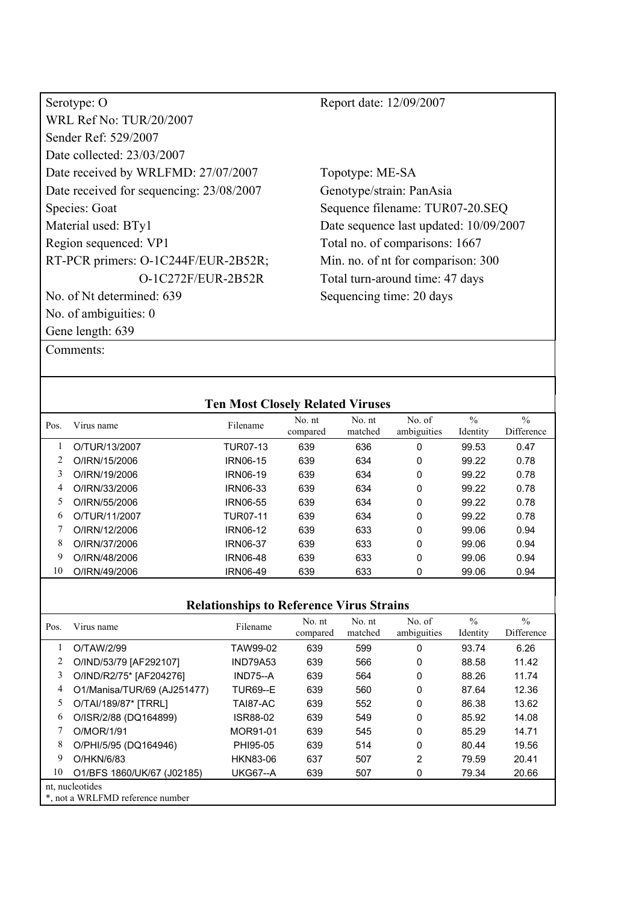Serotype: O

WRL Ref No: TUR/20/2007

Sender Ref: 529/2007

Date collected: 23/03/2007

Date received by WRLFMD: 27/07/2007

Date received for sequencing: 23/08/2007

Species: Goat

Material used: BTy1

Region sequenced: VP1

RT-PCR primers: O-1C244F/EUR-2B52R; O-1C272F/EUR-2B52R

No. of Nt determined: 639

No. of ambiguities: 0

Gene length: 639

Report date: 12/09/2007

Topotype: ME-SA

Genotype/strain: PanAsia

Sequence filename: TUR07-20.SEQ

Date sequence last updated: 10/09/2007

Total no. of comparisons: 1667

Min. no. of nt for comparison: 300

Total turn-around time: 47 days

Sequencing time: 20 days

Comments:

## Ten Most Closely Related Viruses

| Pos. | Virus name | Filename | No. nt compared | No. nt matched | No. of ambiguities | % Identity | % Difference |
|---|---|---|---|---|---|---|---|
| 1 | O/TUR/13/2007 | TUR07-13 | 639 | 636 | 0 | 99.53 | 0.47 |
| 2 | O/IRN/15/2006 | IRN06-15 | 639 | 634 | 0 | 99.22 | 0.78 |
| 3 | O/IRN/19/2006 | IRN06-19 | 639 | 634 | 0 | 99.22 | 0.78 |
| 4 | O/IRN/33/2006 | IRN06-33 | 639 | 634 | 0 | 99.22 | 0.78 |
| 5 | O/IRN/55/2006 | IRN06-55 | 639 | 634 | 0 | 99.22 | 0.78 |
| 6 | O/TUR/11/2007 | TUR07-11 | 639 | 634 | 0 | 99.22 | 0.78 |
| 7 | O/IRN/12/2006 | IRN06-12 | 639 | 633 | 0 | 99.06 | 0.94 |
| 8 | O/IRN/37/2006 | IRN06-37 | 639 | 633 | 0 | 99.06 | 0.94 |
| 9 | O/IRN/48/2006 | IRN06-48 | 639 | 633 | 0 | 99.06 | 0.94 |
| 10 | O/IRN/49/2006 | IRN06-49 | 639 | 633 | 0 | 99.06 | 0.94 |

## Relationships to Reference Virus Strains

| Pos. | Virus name | Filename | No. nt compared | No. nt matched | No. of ambiguities | % Identity | % Difference |
|---|---|---|---|---|---|---|---|
| 1 | O/TAW/2/99 | TAW99-02 | 639 | 599 | 0 | 93.74 | 6.26 |
| 2 | O/IND/53/79 [AF292107] | IND79A53 | 639 | 566 | 0 | 88.58 | 11.42 |
| 3 | O/IND/R2/75* [AF204276] | IND75--A | 639 | 564 | 0 | 88.26 | 11.74 |
| 4 | O1/Manisa/TUR/69 (AJ251477) | TUR69--E | 639 | 560 | 0 | 87.64 | 12.36 |
| 5 | O/TAI/189/87* [TRRL] | TAI87-AC | 639 | 552 | 0 | 86.38 | 13.62 |
| 6 | O/ISR/2/88 (DQ164899) | ISR88-02 | 639 | 549 | 0 | 85.92 | 14.08 |
| 7 | O/MOR/1/91 | MOR91-01 | 639 | 545 | 0 | 85.29 | 14.71 |
| 8 | O/PHI/5/95 (DQ164946) | PHI95-05 | 639 | 514 | 0 | 80.44 | 19.56 |
| 9 | O/HKN/6/83 | HKN83-06 | 637 | 507 | 2 | 79.59 | 20.41 |
| 10 | O1/BFS 1860/UK/67 (J02185) | UKG67--A | 639 | 507 | 0 | 79.34 | 20.66 |

nt, nucleotides

*, not a WRLFMD reference number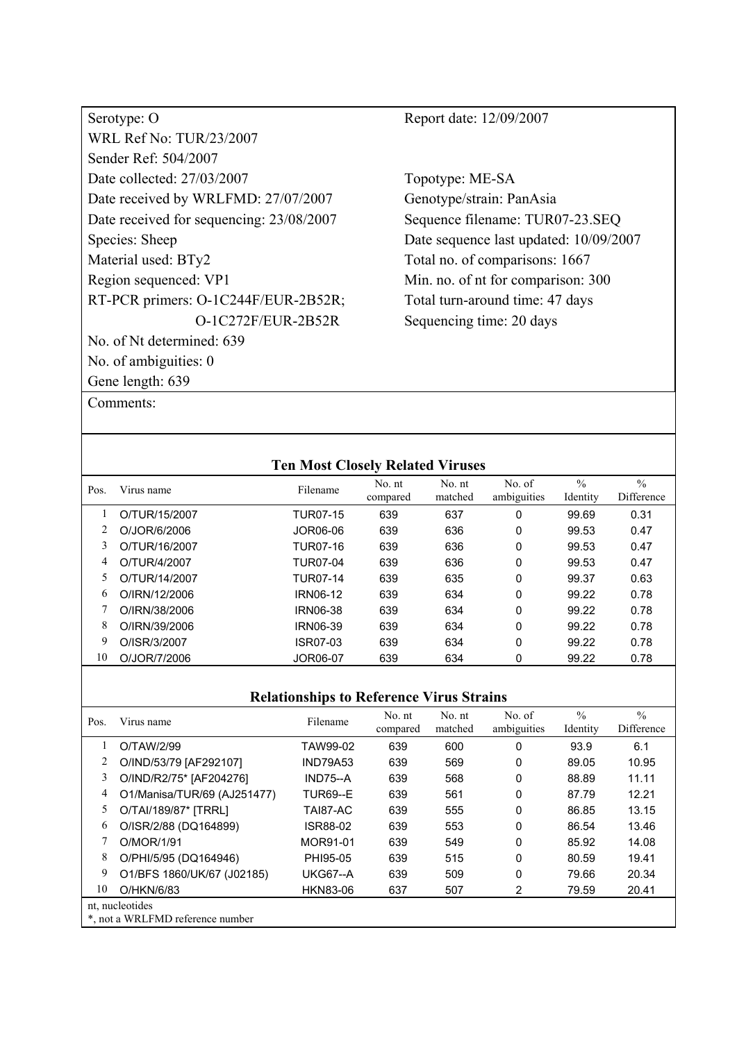Serotype: O

WRL Ref No: TUR/23/2007

Sender Ref: 504/2007

Date collected: 27/03/2007

Date received by WRLFMD: 27/07/2007

Date received for sequencing: 23/08/2007

Species: Sheep

Material used: BTy2

Region sequenced: VP1

RT-PCR primers: O-1C244F/EUR-2B52R; O-1C272F/EUR-2B52R

No. of Nt determined: 639

No. of ambiguities: 0

Gene length: 639

Report date: 12/09/2007

Topotype: ME-SA

Genotype/strain: PanAsia

Sequence filename: TUR07-23.SEQ

Date sequence last updated: 10/09/2007

Total no. of comparisons: 1667

Min. no. of nt for comparison: 300

Total turn-around time: 47 days

Sequencing time: 20 days

Comments:

## Ten Most Closely Related Viruses

| Pos. | Virus name | Filename | No. nt compared | No. nt matched | No. of ambiguities | % Identity | % Difference |
|---|---|---|---|---|---|---|---|
| 1 | O/TUR/15/2007 | TUR07-15 | 639 | 637 | 0 | 99.69 | 0.31 |
| 2 | O/JOR/6/2006 | JOR06-06 | 639 | 636 | 0 | 99.53 | 0.47 |
| 3 | O/TUR/16/2007 | TUR07-16 | 639 | 636 | 0 | 99.53 | 0.47 |
| 4 | O/TUR/4/2007 | TUR07-04 | 639 | 636 | 0 | 99.53 | 0.47 |
| 5 | O/TUR/14/2007 | TUR07-14 | 639 | 635 | 0 | 99.37 | 0.63 |
| 6 | O/IRN/12/2006 | IRN06-12 | 639 | 634 | 0 | 99.22 | 0.78 |
| 7 | O/IRN/38/2006 | IRN06-38 | 639 | 634 | 0 | 99.22 | 0.78 |
| 8 | O/IRN/39/2006 | IRN06-39 | 639 | 634 | 0 | 99.22 | 0.78 |
| 9 | O/ISR/3/2007 | ISR07-03 | 639 | 634 | 0 | 99.22 | 0.78 |
| 10 | O/JOR/7/2006 | JOR06-07 | 639 | 634 | 0 | 99.22 | 0.78 |

## Relationships to Reference Virus Strains

| Pos. | Virus name | Filename | No. nt compared | No. nt matched | No. of ambiguities | % Identity | % Difference |
|---|---|---|---|---|---|---|---|
| 1 | O/TAW/2/99 | TAW99-02 | 639 | 600 | 0 | 93.9 | 6.1 |
| 2 | O/IND/53/79 [AF292107] | IND79A53 | 639 | 569 | 0 | 89.05 | 10.95 |
| 3 | O/IND/R2/75* [AF204276] | IND75--A | 639 | 568 | 0 | 88.89 | 11.11 |
| 4 | O1/Manisa/TUR/69 (AJ251477) | TUR69--E | 639 | 561 | 0 | 87.79 | 12.21 |
| 5 | O/TAI/189/87* [TRRL] | TAI87-AC | 639 | 555 | 0 | 86.85 | 13.15 |
| 6 | O/ISR/2/88 (DQ164899) | ISR88-02 | 639 | 553 | 0 | 86.54 | 13.46 |
| 7 | O/MOR/1/91 | MOR91-01 | 639 | 549 | 0 | 85.92 | 14.08 |
| 8 | O/PHI/5/95 (DQ164946) | PHI95-05 | 639 | 515 | 0 | 80.59 | 19.41 |
| 9 | O1/BFS 1860/UK/67 (J02185) | UKG67--A | 639 | 509 | 0 | 79.66 | 20.34 |
| 10 | O/HKN/6/83 | HKN83-06 | 637 | 507 | 2 | 79.59 | 20.41 |

nt, nucleotides

*, not a WRLFMD reference number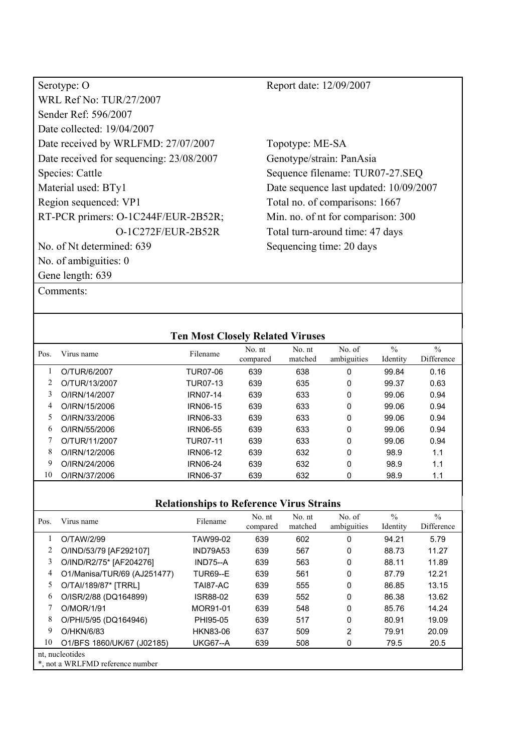Serotype: O

WRL Ref No: TUR/27/2007

Sender Ref: 596/2007

Date collected: 19/04/2007

Date received by WRLFMD: 27/07/2007

Date received for sequencing: 23/08/2007

Species: Cattle

Material used: BTy1

Region sequenced: VP1

RT-PCR primers: O-1C244F/EUR-2B52R; O-1C272F/EUR-2B52R

No. of Nt determined: 639

No. of ambiguities: 0

Gene length: 639

Report date: 12/09/2007

Topotype: ME-SA

Genotype/strain: PanAsia

Sequence filename: TUR07-27.SEQ

Date sequence last updated: 10/09/2007

Total no. of comparisons: 1667

Min. no. of nt for comparison: 300

Total turn-around time: 47 days

Sequencing time: 20 days

Comments:

### Ten Most Closely Related Viruses

| Pos. | Virus name | Filename | No. nt compared | No. nt matched | No. of ambiguities | % Identity | % Difference |
|---|---|---|---|---|---|---|---|
| 1 | O/TUR/6/2007 | TUR07-06 | 639 | 638 | 0 | 99.84 | 0.16 |
| 2 | O/TUR/13/2007 | TUR07-13 | 639 | 635 | 0 | 99.37 | 0.63 |
| 3 | O/IRN/14/2007 | IRN07-14 | 639 | 633 | 0 | 99.06 | 0.94 |
| 4 | O/IRN/15/2006 | IRN06-15 | 639 | 633 | 0 | 99.06 | 0.94 |
| 5 | O/IRN/33/2006 | IRN06-33 | 639 | 633 | 0 | 99.06 | 0.94 |
| 6 | O/IRN/55/2006 | IRN06-55 | 639 | 633 | 0 | 99.06 | 0.94 |
| 7 | O/TUR/11/2007 | TUR07-11 | 639 | 633 | 0 | 99.06 | 0.94 |
| 8 | O/IRN/12/2006 | IRN06-12 | 639 | 632 | 0 | 98.9 | 1.1 |
| 9 | O/IRN/24/2006 | IRN06-24 | 639 | 632 | 0 | 98.9 | 1.1 |
| 10 | O/IRN/37/2006 | IRN06-37 | 639 | 632 | 0 | 98.9 | 1.1 |

### Relationships to Reference Virus Strains

| Pos. | Virus name | Filename | No. nt compared | No. nt matched | No. of ambiguities | % Identity | % Difference |
|---|---|---|---|---|---|---|---|
| 1 | O/TAW/2/99 | TAW99-02 | 639 | 602 | 0 | 94.21 | 5.79 |
| 2 | O/IND/53/79 [AF292107] | IND79A53 | 639 | 567 | 0 | 88.73 | 11.27 |
| 3 | O/IND/R2/75* [AF204276] | IND75--A | 639 | 563 | 0 | 88.11 | 11.89 |
| 4 | O1/Manisa/TUR/69 (AJ251477) | TUR69--E | 639 | 561 | 0 | 87.79 | 12.21 |
| 5 | O/TAI/189/87* [TRRL] | TAI87-AC | 639 | 555 | 0 | 86.85 | 13.15 |
| 6 | O/ISR/2/88 (DQ164899) | ISR88-02 | 639 | 552 | 0 | 86.38 | 13.62 |
| 7 | O/MOR/1/91 | MOR91-01 | 639 | 548 | 0 | 85.76 | 14.24 |
| 8 | O/PHI/5/95 (DQ164946) | PHI95-05 | 639 | 517 | 0 | 80.91 | 19.09 |
| 9 | O/HKN/6/83 | HKN83-06 | 637 | 509 | 2 | 79.91 | 20.09 |
| 10 | O1/BFS 1860/UK/67 (J02185) | UKG67--A | 639 | 508 | 0 | 79.5 | 20.5 |

nt, nucleotides

*, not a WRLFMD reference number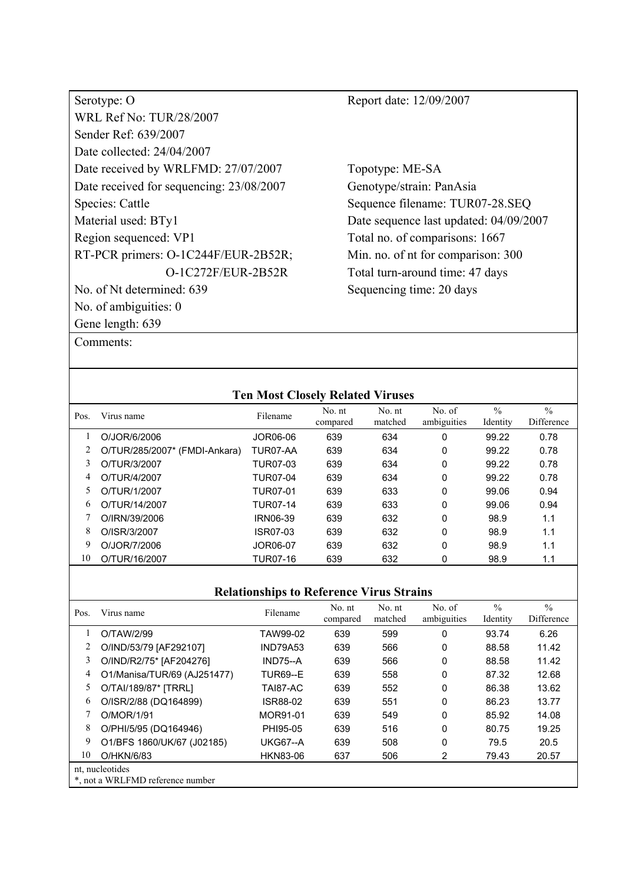| | |
|---|---|
| Serotype: O | Report date: 12/09/2007 |
| WRL Ref No: TUR/28/2007 | |
| Sender Ref: 639/2007 | |
| Date collected: 24/04/2007 | |
| Date received by WRLFMD: 27/07/2007 | Topotype: ME-SA |
| Date received for sequencing: 23/08/2007 | Genotype/strain: PanAsia |
| Species: Cattle | Sequence filename: TUR07-28.SEQ |
| Material used: BTy1 | Date sequence last updated: 04/09/2007 |
| Region sequenced: VP1 | Total no. of comparisons: 1667 |
| RT-PCR primers: O-1C244F/EUR-2B52R; O-1C272F/EUR-2B52R | Min. no. of nt for comparison: 300 |
| | Total turn-around time: 47 days |
| No. of Nt determined: 639 | Sequencing time: 20 days |
| No. of ambiguities: 0 | |
| Gene length: 639 | |

Comments:

**Ten Most Closely Related Viruses**

| Pos. | Virus name | Filename | No. nt compared | No. nt matched | No. of ambiguities | % Identity | % Difference |
|---|---|---|---|---|---|---|---|
| 1 | O/JOR/6/2006 | JOR06-06 | 639 | 634 | 0 | 99.22 | 0.78 |
| 2 | O/TUR/285/2007* (FMDI-Ankara) | TUR07-AA | 639 | 634 | 0 | 99.22 | 0.78 |
| 3 | O/TUR/3/2007 | TUR07-03 | 639 | 634 | 0 | 99.22 | 0.78 |
| 4 | O/TUR/4/2007 | TUR07-04 | 639 | 634 | 0 | 99.22 | 0.78 |
| 5 | O/TUR/1/2007 | TUR07-01 | 639 | 633 | 0 | 99.06 | 0.94 |
| 6 | O/TUR/14/2007 | TUR07-14 | 639 | 633 | 0 | 99.06 | 0.94 |
| 7 | O/IRN/39/2006 | IRN06-39 | 639 | 632 | 0 | 98.9 | 1.1 |
| 8 | O/ISR/3/2007 | ISR07-03 | 639 | 632 | 0 | 98.9 | 1.1 |
| 9 | O/JOR/7/2006 | JOR06-07 | 639 | 632 | 0 | 98.9 | 1.1 |
| 10 | O/TUR/16/2007 | TUR07-16 | 639 | 632 | 0 | 98.9 | 1.1 |

**Relationships to Reference Virus Strains**

| Pos. | Virus name | Filename | No. nt compared | No. nt matched | No. of ambiguities | % Identity | % Difference |
|---|---|---|---|---|---|---|---|
| 1 | O/TAW/2/99 | TAW99-02 | 639 | 599 | 0 | 93.74 | 6.26 |
| 2 | O/IND/53/79 [AF292107] | IND79A53 | 639 | 566 | 0 | 88.58 | 11.42 |
| 3 | O/IND/R2/75* [AF204276] | IND75--A | 639 | 566 | 0 | 88.58 | 11.42 |
| 4 | O1/Manisa/TUR/69 (AJ251477) | TUR69--E | 639 | 558 | 0 | 87.32 | 12.68 |
| 5 | O/TAI/189/87* [TRRL] | TAI87-AC | 639 | 552 | 0 | 86.38 | 13.62 |
| 6 | O/ISR/2/88 (DQ164899) | ISR88-02 | 639 | 551 | 0 | 86.23 | 13.77 |
| 7 | O/MOR/1/91 | MOR91-01 | 639 | 549 | 0 | 85.92 | 14.08 |
| 8 | O/PHI/5/95 (DQ164946) | PHI95-05 | 639 | 516 | 0 | 80.75 | 19.25 |
| 9 | O1/BFS 1860/UK/67 (J02185) | UKG67--A | 639 | 508 | 0 | 79.5 | 20.5 |
| 10 | O/HKN/6/83 | HKN83-06 | 637 | 506 | 2 | 79.43 | 20.57 |

nt, nucleotides
*, not a WRLFMD reference number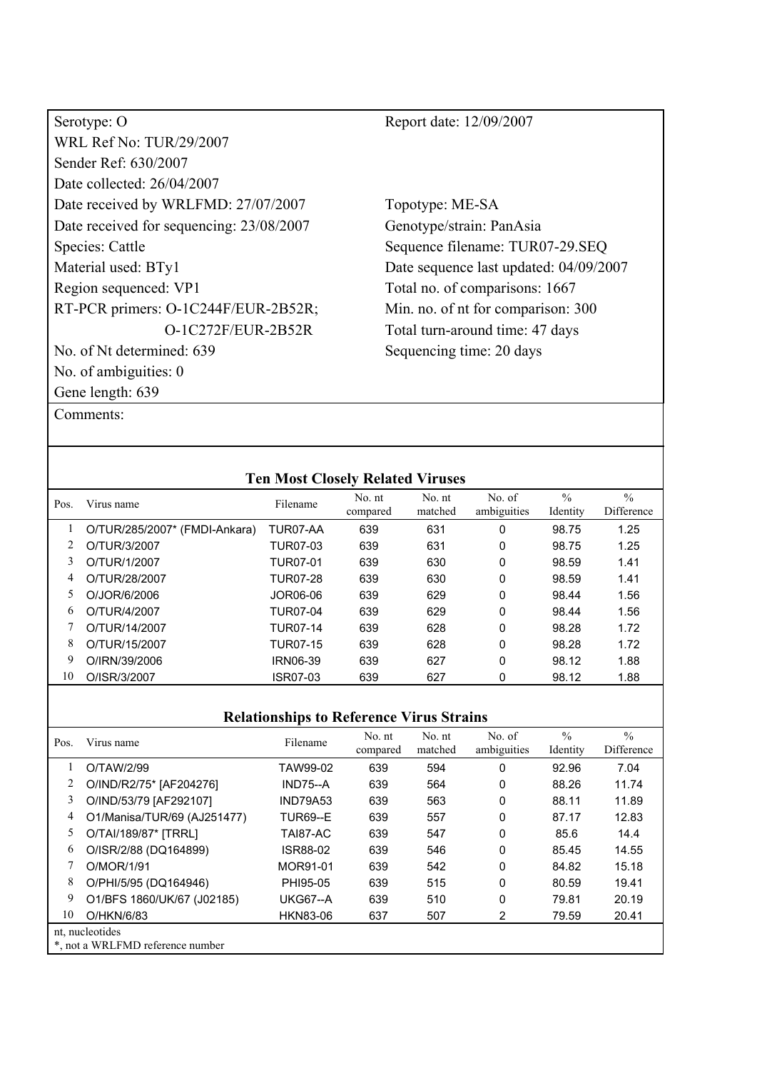Serotype: O

WRL Ref No: TUR/29/2007

Sender Ref: 630/2007

Date collected: 26/04/2007

Date received by WRLFMD: 27/07/2007

Date received for sequencing: 23/08/2007

Species: Cattle

Material used: BTy1

Region sequenced: VP1

RT-PCR primers: O-1C244F/EUR-2B52R; O-1C272F/EUR-2B52R

No. of Nt determined: 639

No. of ambiguities: 0

Gene length: 639

Report date: 12/09/2007

Topotype: ME-SA

Genotype/strain: PanAsia

Sequence filename: TUR07-29.SEQ

Date sequence last updated: 04/09/2007

Total no. of comparisons: 1667

Min. no. of nt for comparison: 300

Total turn-around time: 47 days

Sequencing time: 20 days

Comments:

### Ten Most Closely Related Viruses

| Pos. | Virus name | Filename | No. nt compared | No. nt matched | No. of ambiguities | % Identity | % Difference |
|---|---|---|---|---|---|---|---|
| 1 | O/TUR/285/2007* (FMDI-Ankara) | TUR07-AA | 639 | 631 | 0 | 98.75 | 1.25 |
| 2 | O/TUR/3/2007 | TUR07-03 | 639 | 631 | 0 | 98.75 | 1.25 |
| 3 | O/TUR/1/2007 | TUR07-01 | 639 | 630 | 0 | 98.59 | 1.41 |
| 4 | O/TUR/28/2007 | TUR07-28 | 639 | 630 | 0 | 98.59 | 1.41 |
| 5 | O/JOR/6/2006 | JOR06-06 | 639 | 629 | 0 | 98.44 | 1.56 |
| 6 | O/TUR/4/2007 | TUR07-04 | 639 | 629 | 0 | 98.44 | 1.56 |
| 7 | O/TUR/14/2007 | TUR07-14 | 639 | 628 | 0 | 98.28 | 1.72 |
| 8 | O/TUR/15/2007 | TUR07-15 | 639 | 628 | 0 | 98.28 | 1.72 |
| 9 | O/IRN/39/2006 | IRN06-39 | 639 | 627 | 0 | 98.12 | 1.88 |
| 10 | O/ISR/3/2007 | ISR07-03 | 639 | 627 | 0 | 98.12 | 1.88 |

### Relationships to Reference Virus Strains

| Pos. | Virus name | Filename | No. nt compared | No. nt matched | No. of ambiguities | % Identity | % Difference |
|---|---|---|---|---|---|---|---|
| 1 | O/TAW/2/99 | TAW99-02 | 639 | 594 | 0 | 92.96 | 7.04 |
| 2 | O/IND/R2/75* [AF204276] | IND75--A | 639 | 564 | 0 | 88.26 | 11.74 |
| 3 | O/IND/53/79 [AF292107] | IND79A53 | 639 | 563 | 0 | 88.11 | 11.89 |
| 4 | O1/Manisa/TUR/69 (AJ251477) | TUR69--E | 639 | 557 | 0 | 87.17 | 12.83 |
| 5 | O/TAI/189/87* [TRRL] | TAI87-AC | 639 | 547 | 0 | 85.6 | 14.4 |
| 6 | O/ISR/2/88 (DQ164899) | ISR88-02 | 639 | 546 | 0 | 85.45 | 14.55 |
| 7 | O/MOR/1/91 | MOR91-01 | 639 | 542 | 0 | 84.82 | 15.18 |
| 8 | O/PHI/5/95 (DQ164946) | PHI95-05 | 639 | 515 | 0 | 80.59 | 19.41 |
| 9 | O1/BFS 1860/UK/67 (J02185) | UKG67--A | 639 | 510 | 0 | 79.81 | 20.19 |
| 10 | O/HKN/6/83 | HKN83-06 | 637 | 507 | 2 | 79.59 | 20.41 |

nt, nucleotides

*, not a WRLFMD reference number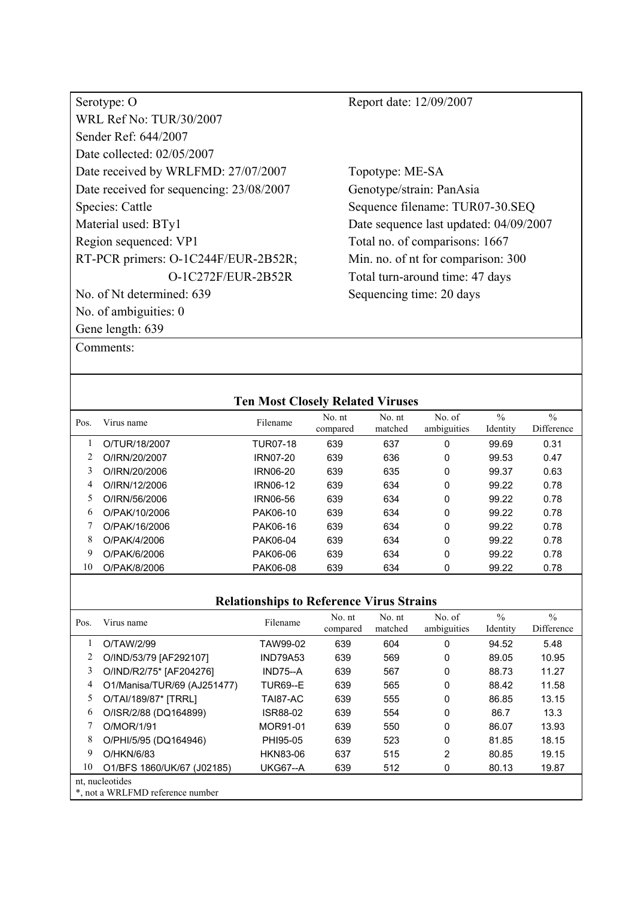Serotype: O
WRL Ref No: TUR/30/2007
Sender Ref: 644/2007
Date collected: 02/05/2007
Date received by WRLFMD: 27/07/2007
Date received for sequencing: 23/08/2007
Species: Cattle
Material used: BTy1
Region sequenced: VP1
RT-PCR primers: O-1C244F/EUR-2B52R; O-1C272F/EUR-2B52R
No. of Nt determined: 639
No. of ambiguities: 0
Gene length: 639

Report date: 12/09/2007

Topotype: ME-SA
Genotype/strain: PanAsia
Sequence filename: TUR07-30.SEQ
Date sequence last updated: 04/09/2007
Total no. of comparisons: 1667
Min. no. of nt for comparison: 300
Total turn-around time: 47 days
Sequencing time: 20 days

Comments:

## Ten Most Closely Related Viruses

| Pos. | Virus name | Filename | No. nt compared | No. nt matched | No. of ambiguities | % Identity | % Difference |
|---|---|---|---|---|---|---|---|
| 1 | O/TUR/18/2007 | TUR07-18 | 639 | 637 | 0 | 99.69 | 0.31 |
| 2 | O/IRN/20/2007 | IRN07-20 | 639 | 636 | 0 | 99.53 | 0.47 |
| 3 | O/IRN/20/2006 | IRN06-20 | 639 | 635 | 0 | 99.37 | 0.63 |
| 4 | O/IRN/12/2006 | IRN06-12 | 639 | 634 | 0 | 99.22 | 0.78 |
| 5 | O/IRN/56/2006 | IRN06-56 | 639 | 634 | 0 | 99.22 | 0.78 |
| 6 | O/PAK/10/2006 | PAK06-10 | 639 | 634 | 0 | 99.22 | 0.78 |
| 7 | O/PAK/16/2006 | PAK06-16 | 639 | 634 | 0 | 99.22 | 0.78 |
| 8 | O/PAK/4/2006 | PAK06-04 | 639 | 634 | 0 | 99.22 | 0.78 |
| 9 | O/PAK/6/2006 | PAK06-06 | 639 | 634 | 0 | 99.22 | 0.78 |
| 10 | O/PAK/8/2006 | PAK06-08 | 639 | 634 | 0 | 99.22 | 0.78 |

## Relationships to Reference Virus Strains

| Pos. | Virus name | Filename | No. nt compared | No. nt matched | No. of ambiguities | % Identity | % Difference |
|---|---|---|---|---|---|---|---|
| 1 | O/TAW/2/99 | TAW99-02 | 639 | 604 | 0 | 94.52 | 5.48 |
| 2 | O/IND/53/79 [AF292107] | IND79A53 | 639 | 569 | 0 | 89.05 | 10.95 |
| 3 | O/IND/R2/75* [AF204276] | IND75--A | 639 | 567 | 0 | 88.73 | 11.27 |
| 4 | O1/Manisa/TUR/69 (AJ251477) | TUR69--E | 639 | 565 | 0 | 88.42 | 11.58 |
| 5 | O/TAI/189/87* [TRRL] | TAI87-AC | 639 | 555 | 0 | 86.85 | 13.15 |
| 6 | O/ISR/2/88 (DQ164899) | ISR88-02 | 639 | 554 | 0 | 86.7 | 13.3 |
| 7 | O/MOR/1/91 | MOR91-01 | 639 | 550 | 0 | 86.07 | 13.93 |
| 8 | O/PHI/5/95 (DQ164946) | PHI95-05 | 639 | 523 | 0 | 81.85 | 18.15 |
| 9 | O/HKN/6/83 | HKN83-06 | 637 | 515 | 2 | 80.85 | 19.15 |
| 10 | O1/BFS 1860/UK/67 (J02185) | UKG67--A | 639 | 512 | 0 | 80.13 | 19.87 |

nt, nucleotides
*, not a WRLFMD reference number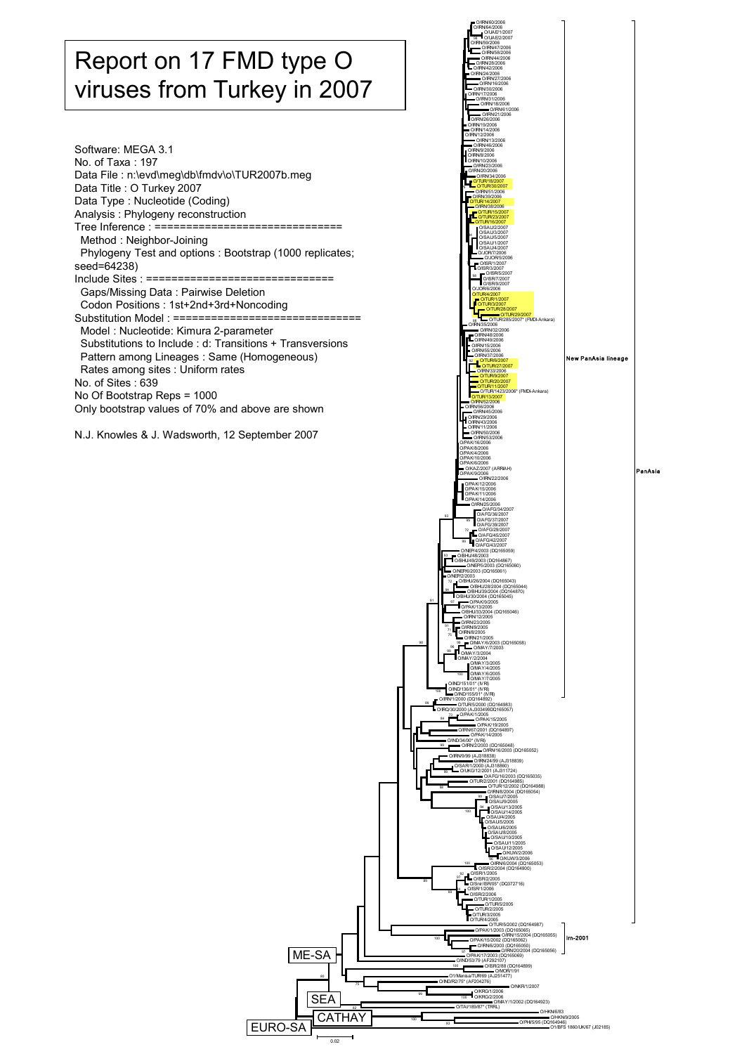# Report on 17 FMD type O viruses from Turkey in 2007

Software: MEGA 3.1
No. of Taxa : 197
Data File : n:\evd\meg\db\fmdv\o\TUR2007b.meg
Data Title : O Turkey 2007
Data Type : Nucleotide (Coding)
Analysis : Phylogeny reconstruction
Tree Inference : ==============================
  Method : Neighbor-Joining
  Phylogeny Test and options : Bootstrap (1000 replicates; seed=64238)
Include Sites : ==============================
  Gaps/Missing Data : Pairwise Deletion
  Codon Positions : 1st+2nd+3rd+Noncoding
Substitution Model : ==============================
  Model : Nucleotide: Kimura 2-parameter
  Substitutions to Include : d: Transitions + Transversions
  Pattern among Lineages : Same (Homogeneous)
  Rates among sites : Uniform rates
No. of Sites : 639
No Of Bootstrap Reps = 1000
Only bootstrap values of 70% and above are shown

N.J. Knowles & J. Wadsworth, 12 September 2007

New PanAsia lineage

PanAsia

Irn-2001

ME-SA

SEA

CATHAY

EURO-SA

0.02